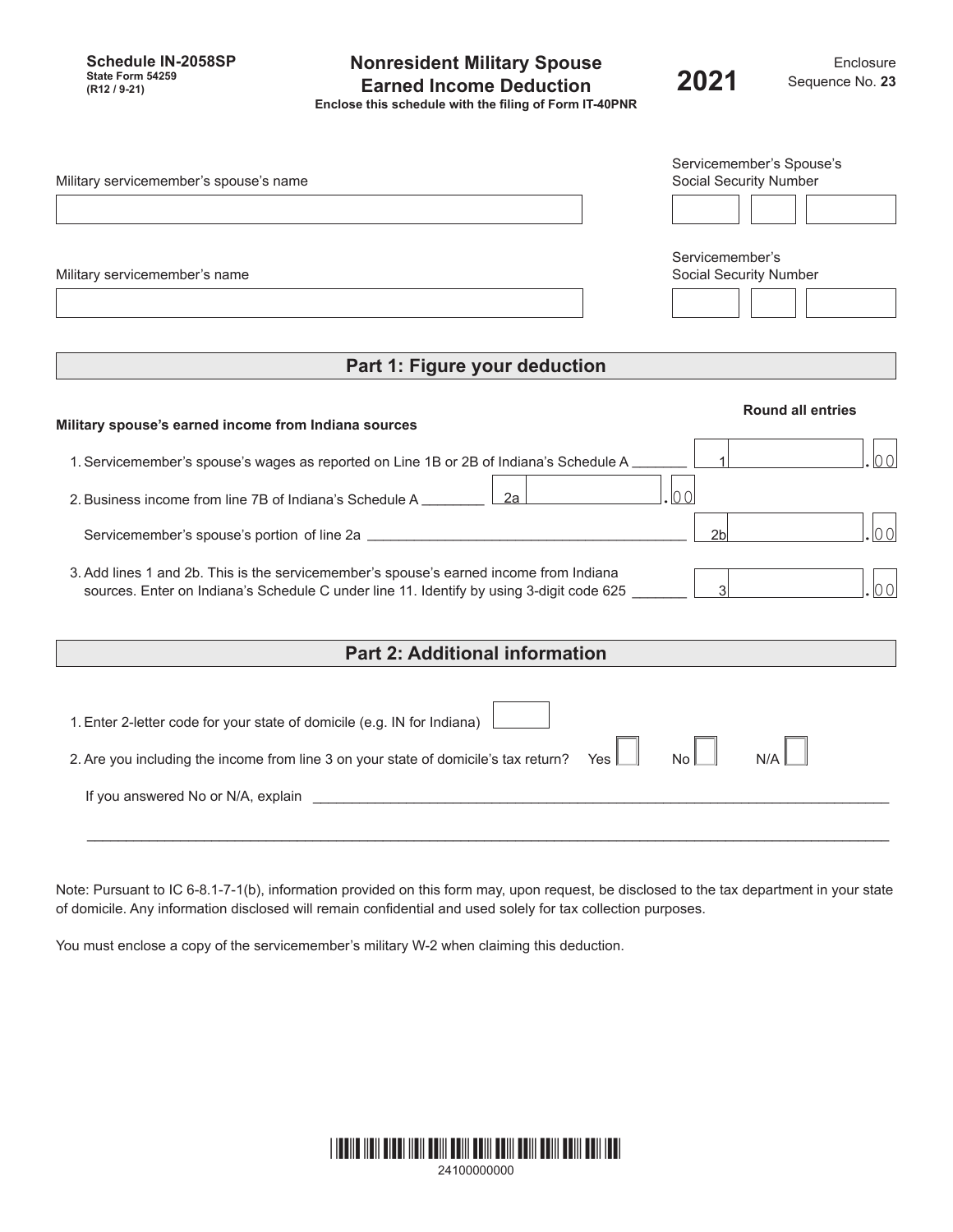**Schedule IN-2058SP**
**State Form 54259**
**(R12 / 9-21)**

# Nonresident Military Spouse Earned Income Deduction

**Enclose this schedule with the filing of Form IT-40PNR**

**2021**

Enclosure Sequence No. **23**

Military servicemember's spouse's name ______________________

Servicemember's Spouse's Social Security Number ______________________

Military servicemember's name ______________________

Servicemember's Social Security Number ______________________

## Part 1: Figure your deduction

**Round all entries**

**Military spouse's earned income from Indiana sources**

1. Servicemember's spouse's wages as reported on Line 1B or 2B of Indiana's Schedule A _______ **1** ______________ .00
2. Business income from line 7B of Indiana's Schedule A ________ **2a** ______________ .00

   Servicemember's spouse's portion of line 2a ________________________________________ **2b** ______________ .00
3. Add lines 1 and 2b. This is the servicemember's spouse's earned income from Indiana sources. Enter on Indiana's Schedule C under line 11. Identify by using 3-digit code 625 _______ **3** ______________ .00

## Part 2: Additional information

1. Enter 2-letter code for your state of domicile (e.g. IN for Indiana) ______
2. Are you including the income from line 3 on your state of domicile's tax return? Yes ☐ No ☐ N/A ☐

   If you answered No or N/A, explain ________________________________________________________________

   ________________________________________________________________

Note: Pursuant to IC 6-8.1-7-1(b), information provided on this form may, upon request, be disclosed to the tax department in your state of domicile. Any information disclosed will remain confidential and used solely for tax collection purposes.

You must enclose a copy of the servicemember's military W-2 when claiming this deduction.

24100000000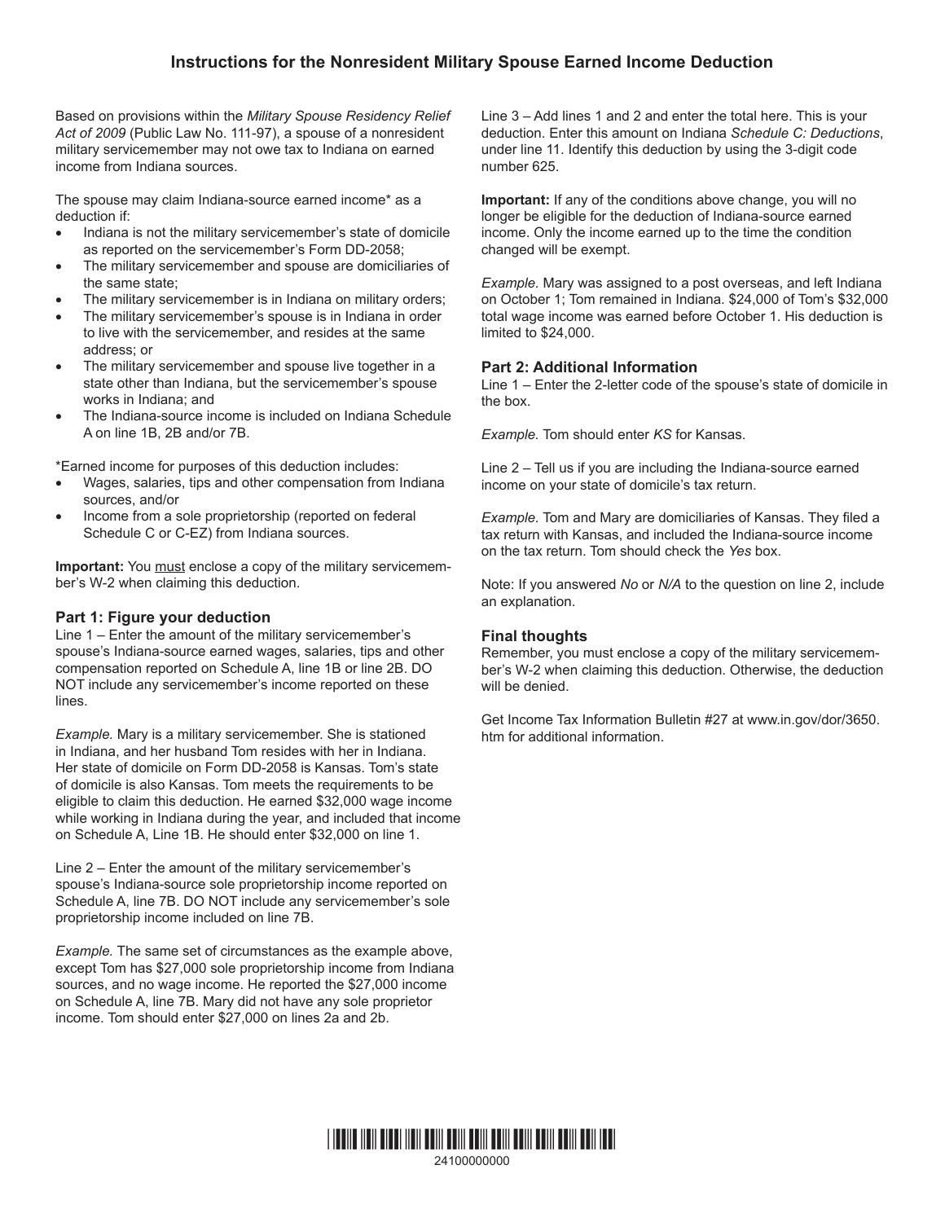## Instructions for the Nonresident Military Spouse Earned Income Deduction

Based on provisions within the *Military Spouse Residency Relief Act of 2009* (Public Law No. 111-97), a spouse of a nonresident military servicemember may not owe tax to Indiana on earned income from Indiana sources.

The spouse may claim Indiana-source earned income* as a deduction if:

- Indiana is not the military servicemember's state of domicile as reported on the servicemember's Form DD-2058;
- The military servicemember and spouse are domiciliaries of the same state;
- The military servicemember is in Indiana on military orders;
- The military servicemember's spouse is in Indiana in order to live with the servicemember, and resides at the same address; or
- The military servicemember and spouse live together in a state other than Indiana, but the servicemember's spouse works in Indiana; and
- The Indiana-source income is included on Indiana Schedule A on line 1B, 2B and/or 7B.

*Earned income for purposes of this deduction includes:

- Wages, salaries, tips and other compensation from Indiana sources, and/or
- Income from a sole proprietorship (reported on federal Schedule C or C-EZ) from Indiana sources.

**Important:** You must enclose a copy of the military servicemember's W-2 when claiming this deduction.

### Part 1: Figure your deduction

Line 1 – Enter the amount of the military servicemember's spouse's Indiana-source earned wages, salaries, tips and other compensation reported on Schedule A, line 1B or line 2B. DO NOT include any servicemember's income reported on these lines.

*Example.* Mary is a military servicemember. She is stationed in Indiana, and her husband Tom resides with her in Indiana. Her state of domicile on Form DD-2058 is Kansas. Tom's state of domicile is also Kansas. Tom meets the requirements to be eligible to claim this deduction. He earned $32,000 wage income while working in Indiana during the year, and included that income on Schedule A, Line 1B. He should enter $32,000 on line 1.

Line 2 – Enter the amount of the military servicemember's spouse's Indiana-source sole proprietorship income reported on Schedule A, line 7B. DO NOT include any servicemember's sole proprietorship income included on line 7B.

*Example.* The same set of circumstances as the example above, except Tom has $27,000 sole proprietorship income from Indiana sources, and no wage income. He reported the $27,000 income on Schedule A, line 7B. Mary did not have any sole proprietor income. Tom should enter $27,000 on lines 2a and 2b.

Line 3 – Add lines 1 and 2 and enter the total here. This is your deduction. Enter this amount on Indiana *Schedule C: Deductions*, under line 11. Identify this deduction by using the 3-digit code number 625.

**Important:** If any of the conditions above change, you will no longer be eligible for the deduction of Indiana-source earned income. Only the income earned up to the time the condition changed will be exempt.

*Example.* Mary was assigned to a post overseas, and left Indiana on October 1; Tom remained in Indiana. $24,000 of Tom's $32,000 total wage income was earned before October 1. His deduction is limited to $24,000.

### Part 2: Additional Information

Line 1 – Enter the 2-letter code of the spouse's state of domicile in the box.

*Example.* Tom should enter *KS* for Kansas.

Line 2 – Tell us if you are including the Indiana-source earned income on your state of domicile's tax return.

*Example.* Tom and Mary are domiciliaries of Kansas. They filed a tax return with Kansas, and included the Indiana-source income on the tax return. Tom should check the *Yes* box.

Note: If you answered *No* or *N/A* to the question on line 2, include an explanation.

### Final thoughts

Remember, you must enclose a copy of the military servicemember's W-2 when claiming this deduction. Otherwise, the deduction will be denied.

Get Income Tax Information Bulletin #27 at www.in.gov/dor/3650.htm for additional information.

24100000000